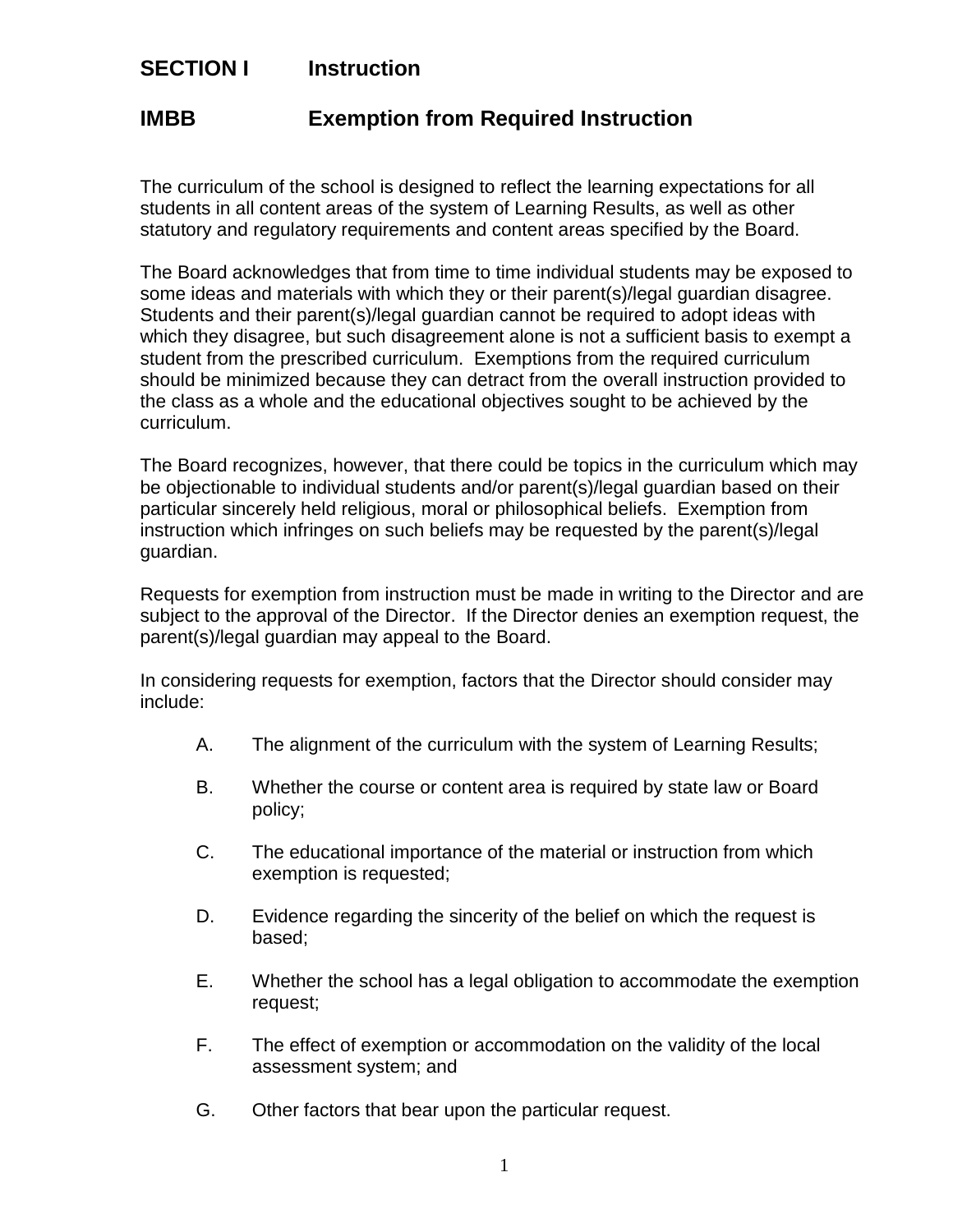## SECTION I Instruction

## IMBB Exemption from Required Instruction

The curriculum of the school is designed to reflect the learning expectations for all students in all content areas of the system of Learning Results, as well as other statutory and regulatory requirements and content areas specified by the Board.

The Board acknowledges that from time to time individual students may be exposed to some ideas and materials with which they or their parent(s)/legal guardian disagree. Students and their parent(s)/legal guardian cannot be required to adopt ideas with which they disagree, but such disagreement alone is not a sufficient basis to exempt a student from the prescribed curriculum. Exemptions from the required curriculum should be minimized because they can detract from the overall instruction provided to the class as a whole and the educational objectives sought to be achieved by the curriculum.

The Board recognizes, however, that there could be topics in the curriculum which may be objectionable to individual students and/or parent(s)/legal guardian based on their particular sincerely held religious, moral or philosophical beliefs. Exemption from instruction which infringes on such beliefs may be requested by the parent(s)/legal guardian.

Requests for exemption from instruction must be made in writing to the Director and are subject to the approval of the Director. If the Director denies an exemption request, the parent(s)/legal guardian may appeal to the Board.

In considering requests for exemption, factors that the Director should consider may include:

A. The alignment of the curriculum with the system of Learning Results;

B. Whether the course or content area is required by state law or Board policy;

C. The educational importance of the material or instruction from which exemption is requested;

D. Evidence regarding the sincerity of the belief on which the request is based;

E. Whether the school has a legal obligation to accommodate the exemption request;

F. The effect of exemption or accommodation on the validity of the local assessment system; and

G. Other factors that bear upon the particular request.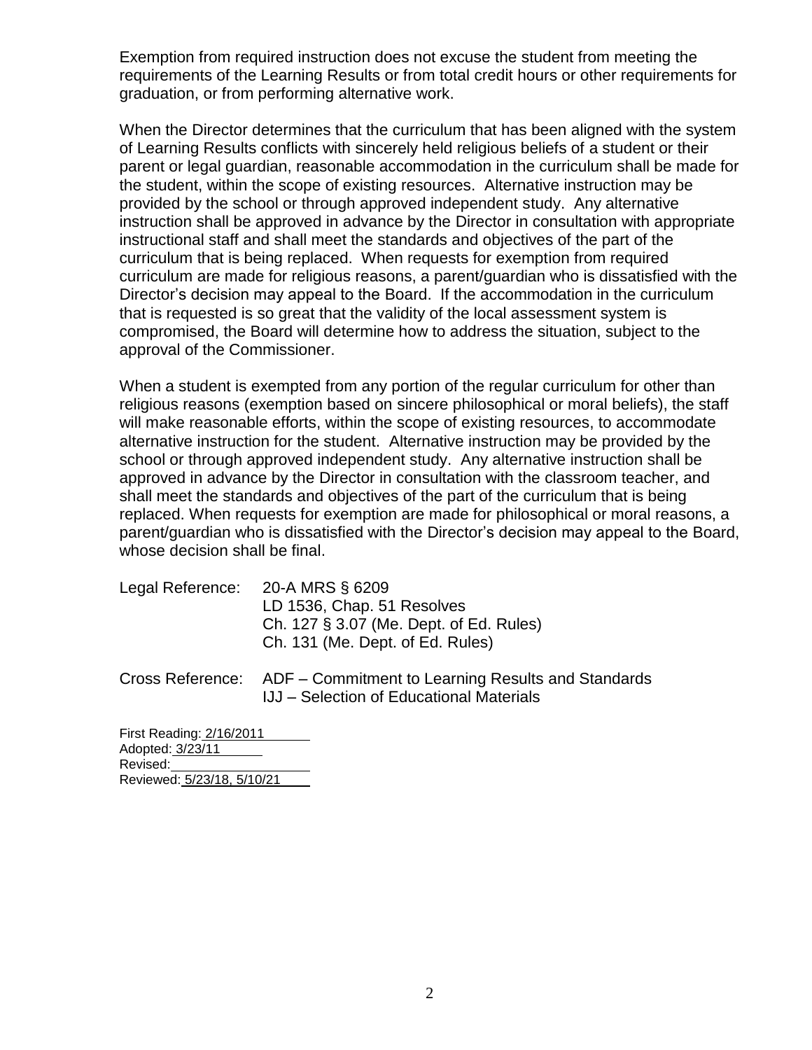Exemption from required instruction does not excuse the student from meeting the requirements of the Learning Results or from total credit hours or other requirements for graduation, or from performing alternative work.

When the Director determines that the curriculum that has been aligned with the system of Learning Results conflicts with sincerely held religious beliefs of a student or their parent or legal guardian, reasonable accommodation in the curriculum shall be made for the student, within the scope of existing resources. Alternative instruction may be provided by the school or through approved independent study. Any alternative instruction shall be approved in advance by the Director in consultation with appropriate instructional staff and shall meet the standards and objectives of the part of the curriculum that is being replaced. When requests for exemption from required curriculum are made for religious reasons, a parent/guardian who is dissatisfied with the Director's decision may appeal to the Board. If the accommodation in the curriculum that is requested is so great that the validity of the local assessment system is compromised, the Board will determine how to address the situation, subject to the approval of the Commissioner.

When a student is exempted from any portion of the regular curriculum for other than religious reasons (exemption based on sincere philosophical or moral beliefs), the staff will make reasonable efforts, within the scope of existing resources, to accommodate alternative instruction for the student. Alternative instruction may be provided by the school or through approved independent study. Any alternative instruction shall be approved in advance by the Director in consultation with the classroom teacher, and shall meet the standards and objectives of the part of the curriculum that is being replaced. When requests for exemption are made for philosophical or moral reasons, a parent/guardian who is dissatisfied with the Director's decision may appeal to the Board, whose decision shall be final.

Legal Reference: 20-A MRS § 6209
LD 1536, Chap. 51 Resolves
Ch. 127 § 3.07 (Me. Dept. of Ed. Rules)
Ch. 131 (Me. Dept. of Ed. Rules)

Cross Reference: ADF – Commitment to Learning Results and Standards
IJJ – Selection of Educational Materials

First Reading: 2/16/2011
Adopted: 3/23/11
Revised:
Reviewed: 5/23/18, 5/10/21